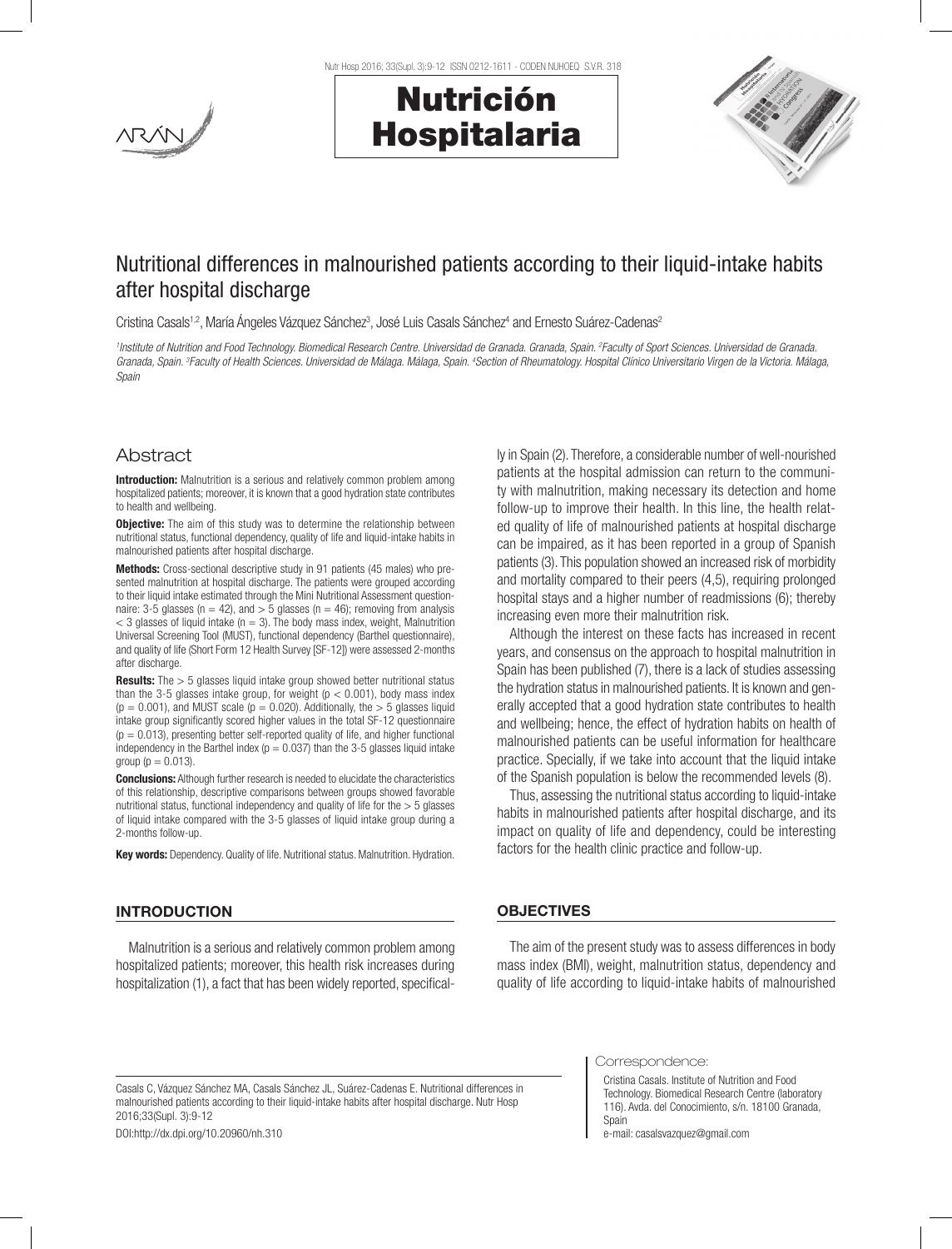# Nutritional differences in malnourished patients according to their liquid-intake habits after hospital discharge

Cristina Casals[1,2], María Ángeles Vázquez Sánchez[3], José Luis Casals Sánchez[4] and Ernesto Suárez-Cadenas[2]

[1]Institute of Nutrition and Food Technology. Biomedical Research Centre. Universidad de Granada. Granada, Spain. [2]Faculty of Sport Sciences. Universidad de Granada. Granada, Spain. [3]Faculty of Health Sciences. Universidad de Málaga. Málaga, Spain. [4]Section of Rheumatology. Hospital Clínico Universitario Virgen de la Victoria. Málaga, Spain

## Abstract

**Introduction:** Malnutrition is a serious and relatively common problem among hospitalized patients; moreover, it is known that a good hydration state contributes to health and wellbeing.

**Objective:** The aim of this study was to determine the relationship between nutritional status, functional dependency, quality of life and liquid-intake habits in malnourished patients after hospital discharge.

**Methods:** Cross-sectional descriptive study in 91 patients (45 males) who presented malnutrition at hospital discharge. The patients were grouped according to their liquid intake estimated through the Mini Nutritional Assessment questionnaire: 3-5 glasses (n = 42), and > 5 glasses (n = 46); removing from analysis < 3 glasses of liquid intake (n = 3). The body mass index, weight, Malnutrition Universal Screening Tool (MUST), functional dependency (Barthel questionnaire), and quality of life (Short Form 12 Health Survey [SF-12]) were assessed 2-months after discharge.

**Results:** The > 5 glasses liquid intake group showed better nutritional status than the 3-5 glasses intake group, for weight ($p < 0.001$), body mass index ($p = 0.001$), and MUST scale ($p = 0.020$). Additionally, the > 5 glasses liquid intake group significantly scored higher values in the total SF-12 questionnaire ($p = 0.013$), presenting better self-reported quality of life, and higher functional independency in the Barthel index ($p = 0.037$) than the 3-5 glasses liquid intake group ($p = 0.013$).

**Conclusions:** Although further research is needed to elucidate the characteristics of this relationship, descriptive comparisons between groups showed favorable nutritional status, functional independency and quality of life for the > 5 glasses of liquid intake compared with the 3-5 glasses of liquid intake group during a 2-months follow-up.

**Key words:** Dependency. Quality of life. Nutritional status. Malnutrition. Hydration.

## INTRODUCTION

Malnutrition is a serious and relatively common problem among hospitalized patients; moreover, this health risk increases during hospitalization (1), a fact that has been widely reported, specifically in Spain (2). Therefore, a considerable number of well-nourished patients at the hospital admission can return to the community with malnutrition, making necessary its detection and home follow-up to improve their health. In this line, the health related quality of life of malnourished patients at hospital discharge can be impaired, as it has been reported in a group of Spanish patients (3). This population showed an increased risk of morbidity and mortality compared to their peers (4,5), requiring prolonged hospital stays and a higher number of readmissions (6); thereby increasing even more their malnutrition risk.

Although the interest on these facts has increased in recent years, and consensus on the approach to hospital malnutrition in Spain has been published (7), there is a lack of studies assessing the hydration status in malnourished patients. It is known and generally accepted that a good hydration state contributes to health and wellbeing; hence, the effect of hydration habits on health of malnourished patients can be useful information for healthcare practice. Specially, if we take into account that the liquid intake of the Spanish population is below the recommended levels (8).

Thus, assessing the nutritional status according to liquid-intake habits in malnourished patients after hospital discharge, and its impact on quality of life and dependency, could be interesting factors for the health clinic practice and follow-up.

## OBJECTIVES

The aim of the present study was to assess differences in body mass index (BMI), weight, malnutrition status, dependency and quality of life according to liquid-intake habits of malnourished

Casals C, Vázquez Sánchez MA, Casals Sánchez JL, Suárez-Cadenas E. Nutritional differences in malnourished patients according to their liquid-intake habits after hospital discharge. Nutr Hosp 2016;33(Supl. 3):9-12

DOI:http://dx.doi.org/10.20960/nh.310

Correspondence:
Cristina Casals. Institute of Nutrition and Food Technology. Biomedical Research Centre (laboratory 116). Avda. del Conocimiento, s/n. 18100 Granada, Spain
e-mail: casalsvazquez@gmail.com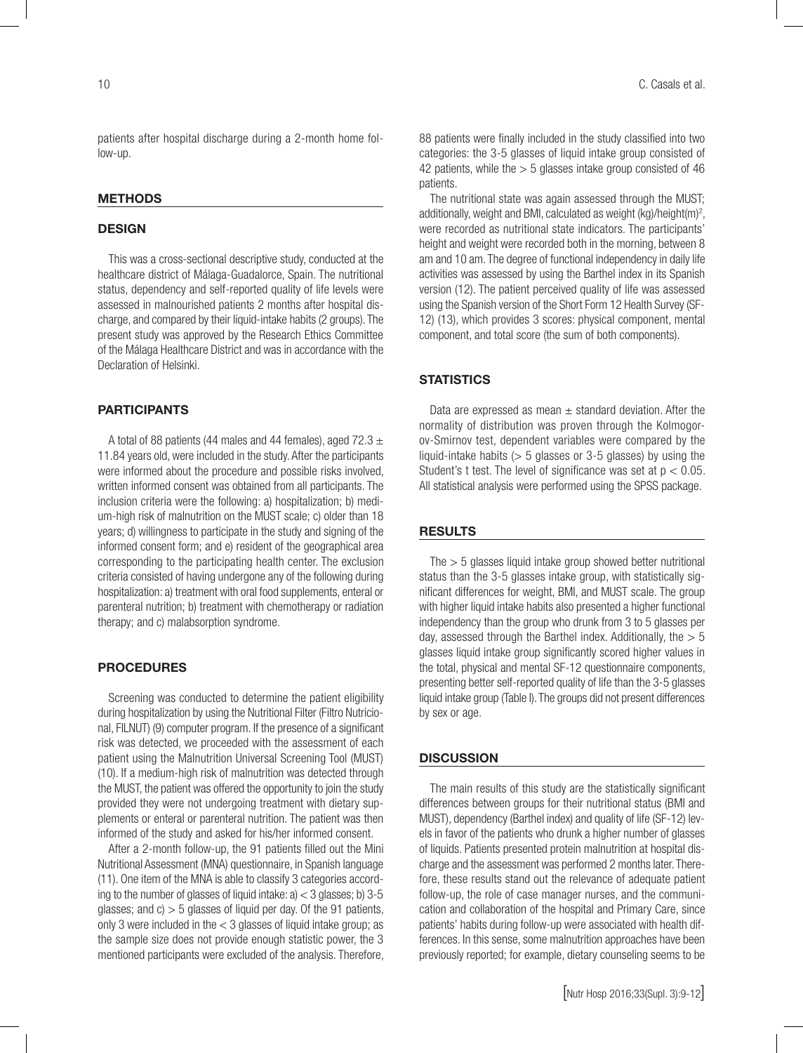patients after hospital discharge during a 2-month home follow-up.

## METHODS

### DESIGN

This was a cross-sectional descriptive study, conducted at the healthcare district of Málaga-Guadalorce, Spain. The nutritional status, dependency and self-reported quality of life levels were assessed in malnourished patients 2 months after hospital discharge, and compared by their liquid-intake habits (2 groups). The present study was approved by the Research Ethics Committee of the Málaga Healthcare District and was in accordance with the Declaration of Helsinki.

### PARTICIPANTS

A total of 88 patients (44 males and 44 females), aged $72.3 \pm 11.84$ years old, were included in the study. After the participants were informed about the procedure and possible risks involved, written informed consent was obtained from all participants. The inclusion criteria were the following: a) hospitalization; b) medium-high risk of malnutrition on the MUST scale; c) older than 18 years; d) willingness to participate in the study and signing of the informed consent form; and e) resident of the geographical area corresponding to the participating health center. The exclusion criteria consisted of having undergone any of the following during hospitalization: a) treatment with oral food supplements, enteral or parenteral nutrition; b) treatment with chemotherapy or radiation therapy; and c) malabsorption syndrome.

### PROCEDURES

Screening was conducted to determine the patient eligibility during hospitalization by using the Nutritional Filter (Filtro Nutricional, FILNUT) (9) computer program. If the presence of a significant risk was detected, we proceeded with the assessment of each patient using the Malnutrition Universal Screening Tool (MUST) (10). If a medium-high risk of malnutrition was detected through the MUST, the patient was offered the opportunity to join the study provided they were not undergoing treatment with dietary supplements or enteral or parenteral nutrition. The patient was then informed of the study and asked for his/her informed consent.

After a 2-month follow-up, the 91 patients filled out the Mini Nutritional Assessment (MNA) questionnaire, in Spanish language (11). One item of the MNA is able to classify 3 categories according to the number of glasses of liquid intake: a) < 3 glasses; b) 3-5 glasses; and c) > 5 glasses of liquid per day. Of the 91 patients, only 3 were included in the < 3 glasses of liquid intake group; as the sample size does not provide enough statistic power, the 3 mentioned participants were excluded of the analysis. Therefore, 88 patients were finally included in the study classified into two categories: the 3-5 glasses of liquid intake group consisted of 42 patients, while the > 5 glasses intake group consisted of 46 patients.

The nutritional state was again assessed through the MUST; additionally, weight and BMI, calculated as weight (kg)/height(m)$^2$, were recorded as nutritional state indicators. The participants' height and weight were recorded both in the morning, between 8 am and 10 am. The degree of functional independency in daily life activities was assessed by using the Barthel index in its Spanish version (12). The patient perceived quality of life was assessed using the Spanish version of the Short Form 12 Health Survey (SF-12) (13), which provides 3 scores: physical component, mental component, and total score (the sum of both components).

### STATISTICS

Data are expressed as mean $\pm$ standard deviation. After the normality of distribution was proven through the Kolmogorov-Smirnov test, dependent variables were compared by the liquid-intake habits (> 5 glasses or 3-5 glasses) by using the Student's t test. The level of significance was set at $p < 0.05$. All statistical analysis were performed using the SPSS package.

## RESULTS

The > 5 glasses liquid intake group showed better nutritional status than the 3-5 glasses intake group, with statistically significant differences for weight, BMI, and MUST scale. The group with higher liquid intake habits also presented a higher functional independency than the group who drunk from 3 to 5 glasses per day, assessed through the Barthel index. Additionally, the > 5 glasses liquid intake group significantly scored higher values in the total, physical and mental SF-12 questionnaire components, presenting better self-reported quality of life than the 3-5 glasses liquid intake group (Table I). The groups did not present differences by sex or age.

## DISCUSSION

The main results of this study are the statistically significant differences between groups for their nutritional status (BMI and MUST), dependency (Barthel index) and quality of life (SF-12) levels in favor of the patients who drunk a higher number of glasses of liquids. Patients presented protein malnutrition at hospital discharge and the assessment was performed 2 months later. Therefore, these results stand out the relevance of adequate patient follow-up, the role of case manager nurses, and the communication and collaboration of the hospital and Primary Care, since patients' habits during follow-up were associated with health differences. In this sense, some malnutrition approaches have been previously reported; for example, dietary counseling seems to be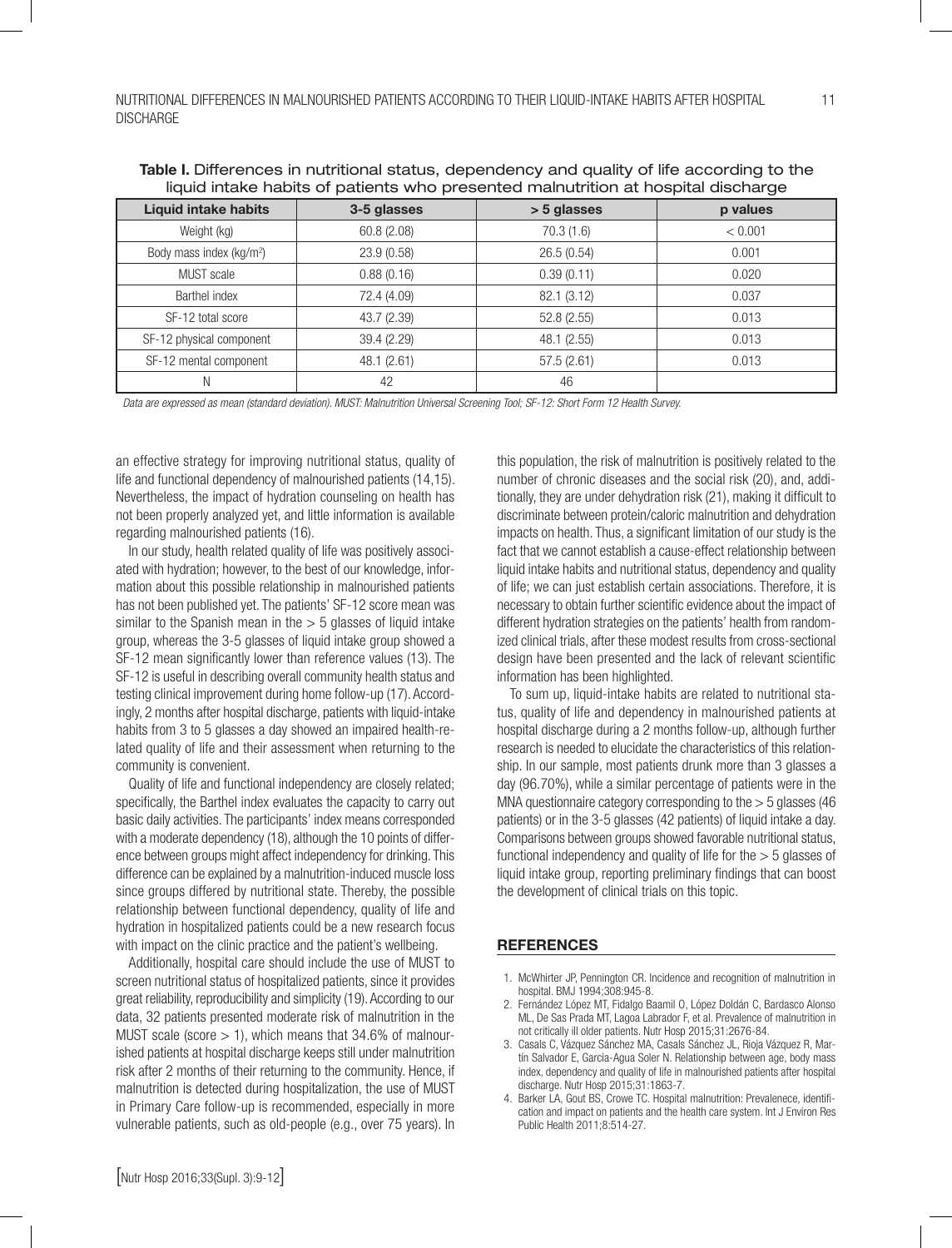**Table I.** Differences in nutritional status, dependency and quality of life according to the liquid intake habits of patients who presented malnutrition at hospital discharge

| Liquid intake habits | 3-5 glasses | > 5 glasses | p values |
|---|---|---|---|
| Weight (kg) | 60.8 (2.08) | 70.3 (1.6) | < 0.001 |
| Body mass index (kg/m$^2$) | 23.9 (0.58) | 26.5 (0.54) | 0.001 |
| MUST scale | 0.88 (0.16) | 0.39 (0.11) | 0.020 |
| Barthel index | 72.4 (4.09) | 82.1 (3.12) | 0.037 |
| SF-12 total score | 43.7 (2.39) | 52.8 (2.55) | 0.013 |
| SF-12 physical component | 39.4 (2.29) | 48.1 (2.55) | 0.013 |
| SF-12 mental component | 48.1 (2.61) | 57.5 (2.61) | 0.013 |
| N | 42 | 46 | |

*Data are expressed as mean (standard deviation). MUST: Malnutrition Universal Screening Tool; SF-12: Short Form 12 Health Survey.*

an effective strategy for improving nutritional status, quality of life and functional dependency of malnourished patients (14,15). Nevertheless, the impact of hydration counseling on health has not been properly analyzed yet, and little information is available regarding malnourished patients (16).

In our study, health related quality of life was positively associated with hydration; however, to the best of our knowledge, information about this possible relationship in malnourished patients has not been published yet. The patients' SF-12 score mean was similar to the Spanish mean in the > 5 glasses of liquid intake group, whereas the 3-5 glasses of liquid intake group showed a SF-12 mean significantly lower than reference values (13). The SF-12 is useful in describing overall community health status and testing clinical improvement during home follow-up (17). Accordingly, 2 months after hospital discharge, patients with liquid-intake habits from 3 to 5 glasses a day showed an impaired health-related quality of life and their assessment when returning to the community is convenient.

Quality of life and functional independency are closely related; specifically, the Barthel index evaluates the capacity to carry out basic daily activities. The participants' index means corresponded with a moderate dependency (18), although the 10 points of difference between groups might affect independency for drinking. This difference can be explained by a malnutrition-induced muscle loss since groups differed by nutritional state. Thereby, the possible relationship between functional dependency, quality of life and hydration in hospitalized patients could be a new research focus with impact on the clinic practice and the patient's wellbeing.

Additionally, hospital care should include the use of MUST to screen nutritional status of hospitalized patients, since it provides great reliability, reproducibility and simplicity (19). According to our data, 32 patients presented moderate risk of malnutrition in the MUST scale (score > 1), which means that 34.6% of malnourished patients at hospital discharge keeps still under malnutrition risk after 2 months of their returning to the community. Hence, if malnutrition is detected during hospitalization, the use of MUST in Primary Care follow-up is recommended, especially in more vulnerable patients, such as old-people (e.g., over 75 years). In this population, the risk of malnutrition is positively related to the number of chronic diseases and the social risk (20), and, additionally, they are under dehydration risk (21), making it difficult to discriminate between protein/caloric malnutrition and dehydration impacts on health. Thus, a significant limitation of our study is the fact that we cannot establish a cause-effect relationship between liquid intake habits and nutritional status, dependency and quality of life; we can just establish certain associations. Therefore, it is necessary to obtain further scientific evidence about the impact of different hydration strategies on the patients' health from randomized clinical trials, after these modest results from cross-sectional design have been presented and the lack of relevant scientific information has been highlighted.

To sum up, liquid-intake habits are related to nutritional status, quality of life and dependency in malnourished patients at hospital discharge during a 2 months follow-up, although further research is needed to elucidate the characteristics of this relationship. In our sample, most patients drunk more than 3 glasses a day (96.70%), while a similar percentage of patients were in the MNA questionnaire category corresponding to the > 5 glasses (46 patients) or in the 3-5 glasses (42 patients) of liquid intake a day. Comparisons between groups showed favorable nutritional status, functional independency and quality of life for the > 5 glasses of liquid intake group, reporting preliminary findings that can boost the development of clinical trials on this topic.

## REFERENCES

1. McWhirter JP, Pennington CR. Incidence and recognition of malnutrition in hospital. BMJ 1994;308:945-8.
2. Fernández López MT, Fidalgo Baamil O, López Doldán C, Bardasco Alonso ML, De Sas Prada MT, Lagoa Labrador F, et al. Prevalence of malnutrition in not critically ill older patients. Nutr Hosp 2015;31:2676-84.
3. Casals C, Vázquez Sánchez MA, Casals Sánchez JL, Rioja Vázquez R, Martín Salvador E, Garcia-Agua Soler N. Relationship between age, body mass index, dependency and quality of life in malnourished patients after hospital discharge. Nutr Hosp 2015;31:1863-7.
4. Barker LA, Gout BS, Crowe TC. Hospital malnutrition: Prevalenece, identification and impact on patients and the health care system. Int J Environ Res Public Health 2011;8:514-27.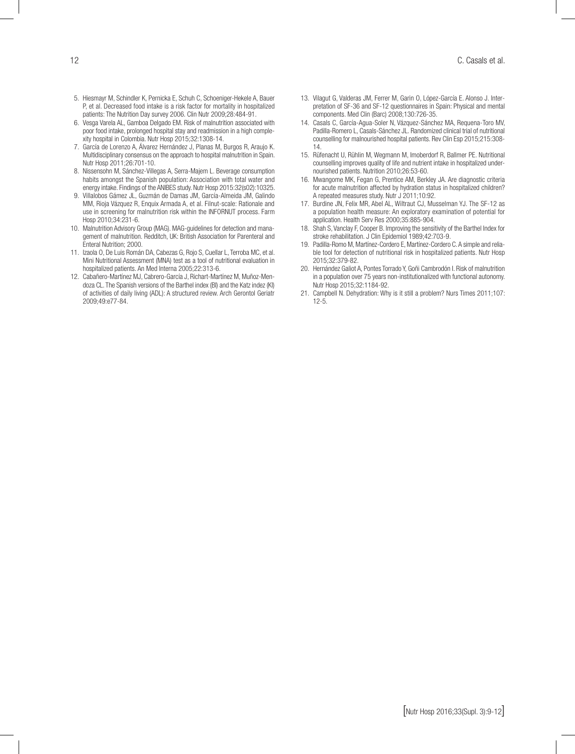5. Hiesmayr M, Schindler K, Pernicka E, Schuh C, Schoeniger-Hekele A, Bauer P, et al. Decreased food intake is a risk factor for mortality in hospitalized patients: The Nutrition Day survey 2006. Clin Nutr 2009;28:484-91.
6. Vesga Varela AL, Gamboa Delgado EM. Risk of malnutrition associated with poor food intake, prolonged hospital stay and readmission in a high complexity hospital in Colombia. Nutr Hosp 2015;32:1308-14.
7. García de Lorenzo A, Álvarez Hernández J, Planas M, Burgos R, Araujo K. Multidisciplinary consensus on the approach to hospital malnutrition in Spain. Nutr Hosp 2011;26:701-10.
8. Nissensohn M, Sánchez-Villegas A, Serra-Majem L. Beverage consumption habits amongst the Spanish population: Association with total water and energy intake. Findings of the ANIBES study. Nutr Hosp 2015:32(s02):10325.
9. Villalobos Gámez JL, Guzmán de Damas JM, García-Almeida JM, Galindo MM, Rioja Vázquez R, Enquix Armada A, et al. Filnut-scale: Rationale and use in screening for malnutrition risk within the INFORNUT process. Farm Hosp 2010;34:231-6.
10. Malnutrition Advisory Group (MAG). MAG-guidelines for detection and management of malnutrition. Redditch, UK: British Association for Parenteral and Enteral Nutrition; 2000.
11. Izaola O, De Luis Román DA, Cabezas G, Rojo S, Cuellar L, Terroba MC, et al. Mini Nutritional Assessment (MNA) test as a tool of nutritional evaluation in hospitalized patients. An Med Interna 2005;22:313-6.
12. Cabañero-Martínez MJ, Cabrero-García J, Richart-Martínez M, Muñoz-Mendoza CL. The Spanish versions of the Barthel index (BI) and the Katz indez (KI) of activities of daily living (ADL): A structured review. Arch Gerontol Geriatr 2009;49:e77-84.
13. Vilagut G, Valderas JM, Ferrer M, Garin O, López-García E. Alonso J. Interpretation of SF-36 and SF-12 questionnaires in Spain: Physical and mental components. Med Clin (Barc) 2008;130:726-35.
14. Casals C, García-Agua-Soler N, Vázquez-Sánchez MA, Requena-Toro MV, Padilla-Romero L, Casals-Sánchez JL. Randomized clinical trial of nutritional counselling for malnourished hospital patients. Rev Clin Esp 2015;215:308-14.
15. Rüfenacht U, Rühlin M, Wegmann M, Imoberdorf R, Ballmer PE. Nutritional counselling improves quality of life and nutrient intake in hospitalized undernourished patients. Nutrition 2010;26:53-60.
16. Mwangome MK, Fegan G, Prentice AM, Berkley JA. Are diagnostic criteria for acute malnutrition affected by hydration status in hospitalized children? A repeated measures study. Nutr J 2011;10:92.
17. Burdine JN, Felix MR, Abel AL, Wiltraut CJ, Musselman YJ. The SF-12 as a population health measure: An exploratory examination of potential for application. Health Serv Res 2000;35:885-904.
18. Shah S, Vanclay F, Cooper B. Improving the sensitivity of the Barthel Index for stroke rehabilitation. J Clin Epidemiol 1989;42:703-9.
19. Padilla-Romo M, Martínez-Cordero E, Martínez-Cordero C. A simple and reliable tool for detection of nutritional risk in hospitalized patients. Nutr Hosp 2015;32:379-82.
20. Hernández Galiot A, Pontes Torrado Y, Goñi Cambrodón I. Risk of malnutrition in a population over 75 years non-institutionalized with functional autonomy. Nutr Hosp 2015;32:1184-92.
21. Campbell N. Dehydration: Why is it still a problem? Nurs Times 2011;107: 12-5.